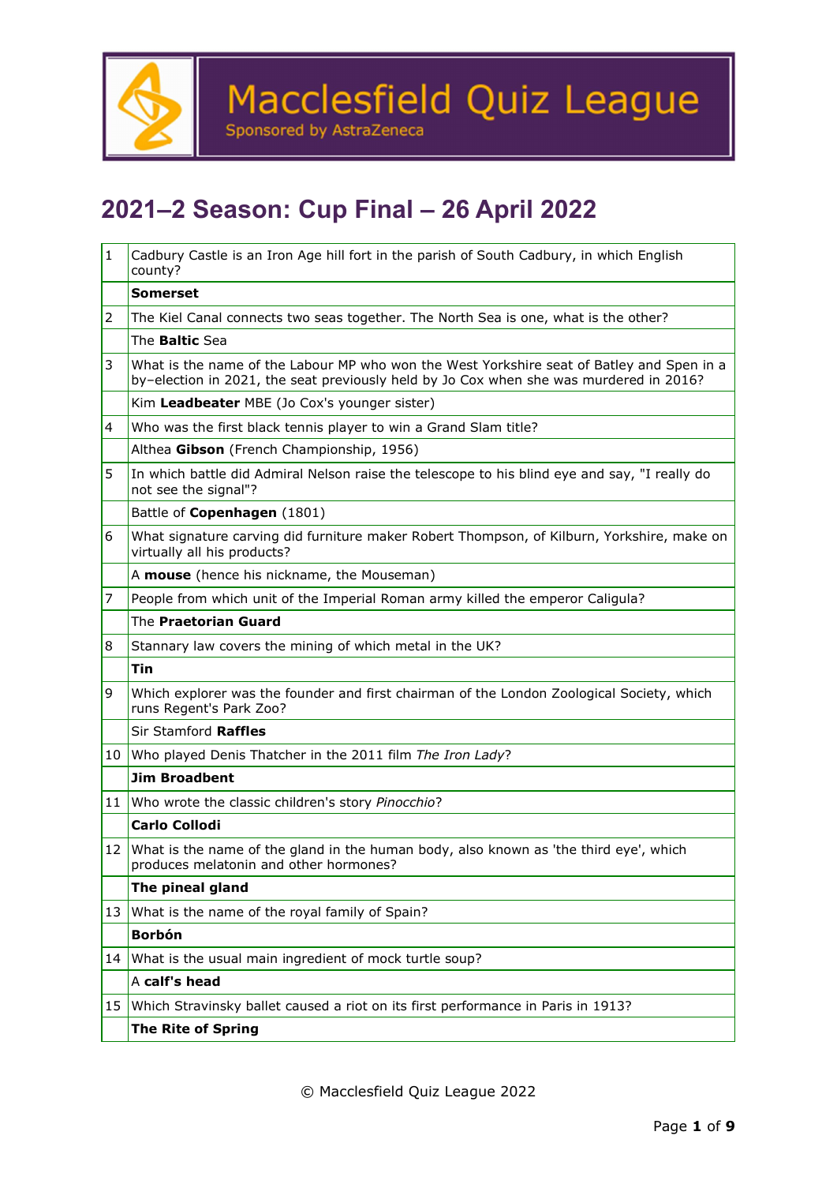Macclesfield Quiz League

Sponsored by AstraZeneca

# 2021–2 Season: Cup Final – 26 April 2022

| | |
|---|---|
| 1 | Cadbury Castle is an Iron Age hill fort in the parish of South Cadbury, in which English county? |
| | **Somerset** |
| 2 | The Kiel Canal connects two seas together. The North Sea is one, what is the other? |
| | The **Baltic** Sea |
| 3 | What is the name of the Labour MP who won the West Yorkshire seat of Batley and Spen in a by–election in 2021, the seat previously held by Jo Cox when she was murdered in 2016? |
| | Kim **Leadbeater** MBE (Jo Cox's younger sister) |
| 4 | Who was the first black tennis player to win a Grand Slam title? |
| | Althea **Gibson** (French Championship, 1956) |
| 5 | In which battle did Admiral Nelson raise the telescope to his blind eye and say, "I really do not see the signal"? |
| | Battle of **Copenhagen** (1801) |
| 6 | What signature carving did furniture maker Robert Thompson, of Kilburn, Yorkshire, make on virtually all his products? |
| | A **mouse** (hence his nickname, the Mouseman) |
| 7 | People from which unit of the Imperial Roman army killed the emperor Caligula? |
| | The **Praetorian Guard** |
| 8 | Stannary law covers the mining of which metal in the UK? |
| | **Tin** |
| 9 | Which explorer was the founder and first chairman of the London Zoological Society, which runs Regent's Park Zoo? |
| | Sir Stamford **Raffles** |
| 10 | Who played Denis Thatcher in the 2011 film *The Iron Lady*? |
| | **Jim Broadbent** |
| 11 | Who wrote the classic children's story *Pinocchio*? |
| | **Carlo Collodi** |
| 12 | What is the name of the gland in the human body, also known as 'the third eye', which produces melatonin and other hormones? |
| | **The pineal gland** |
| 13 | What is the name of the royal family of Spain? |
| | **Borbón** |
| 14 | What is the usual main ingredient of mock turtle soup? |
| | A **calf's head** |
| 15 | Which Stravinsky ballet caused a riot on its first performance in Paris in 1913? |
| | **The Rite of Spring** |

© Macclesfield Quiz League 2022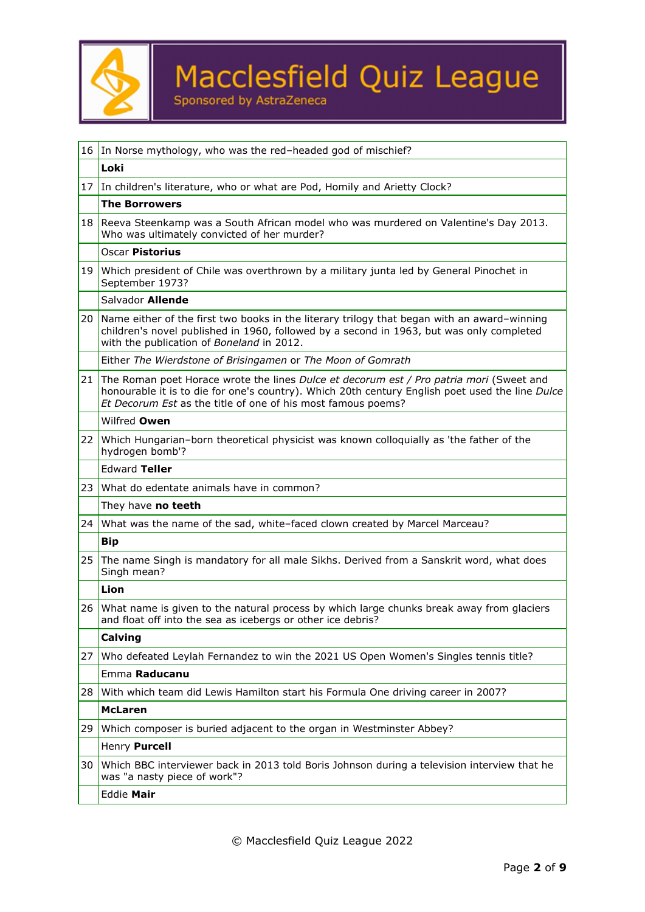| | |
|---|---|
| 16 | In Norse mythology, who was the red–headed god of mischief? |
| | **Loki** |
| 17 | In children's literature, who or what are Pod, Homily and Arietty Clock? |
| | **The Borrowers** |
| 18 | Reeva Steenkamp was a South African model who was murdered on Valentine's Day 2013. Who was ultimately convicted of her murder? |
| | Oscar **Pistorius** |
| 19 | Which president of Chile was overthrown by a military junta led by General Pinochet in September 1973? |
| | Salvador **Allende** |
| 20 | Name either of the first two books in the literary trilogy that began with an award–winning children's novel published in 1960, followed by a second in 1963, but was only completed with the publication of *Boneland* in 2012. |
| | Either *The Wierdstone of Brisingamen* or *The Moon of Gomrath* |
| 21 | The Roman poet Horace wrote the lines *Dulce et decorum est / Pro patria mori* (Sweet and honourable it is to die for one's country). Which 20th century English poet used the line *Dulce Et Decorum Est* as the title of one of his most famous poems? |
| | Wilfred **Owen** |
| 22 | Which Hungarian–born theoretical physicist was known colloquially as 'the father of the hydrogen bomb'? |
| | Edward **Teller** |
| 23 | What do edentate animals have in common? |
| | They have **no teeth** |
| 24 | What was the name of the sad, white–faced clown created by Marcel Marceau? |
| | **Bip** |
| 25 | The name Singh is mandatory for all male Sikhs. Derived from a Sanskrit word, what does Singh mean? |
| | **Lion** |
| 26 | What name is given to the natural process by which large chunks break away from glaciers and float off into the sea as icebergs or other ice debris? |
| | **Calving** |
| 27 | Who defeated Leylah Fernandez to win the 2021 US Open Women's Singles tennis title? |
| | Emma **Raducanu** |
| 28 | With which team did Lewis Hamilton start his Formula One driving career in 2007? |
| | **McLaren** |
| 29 | Which composer is buried adjacent to the organ in Westminster Abbey? |
| | Henry **Purcell** |
| 30 | Which BBC interviewer back in 2013 told Boris Johnson during a television interview that he was "a nasty piece of work"? |
| | Eddie **Mair** |

© Macclesfield Quiz League 2022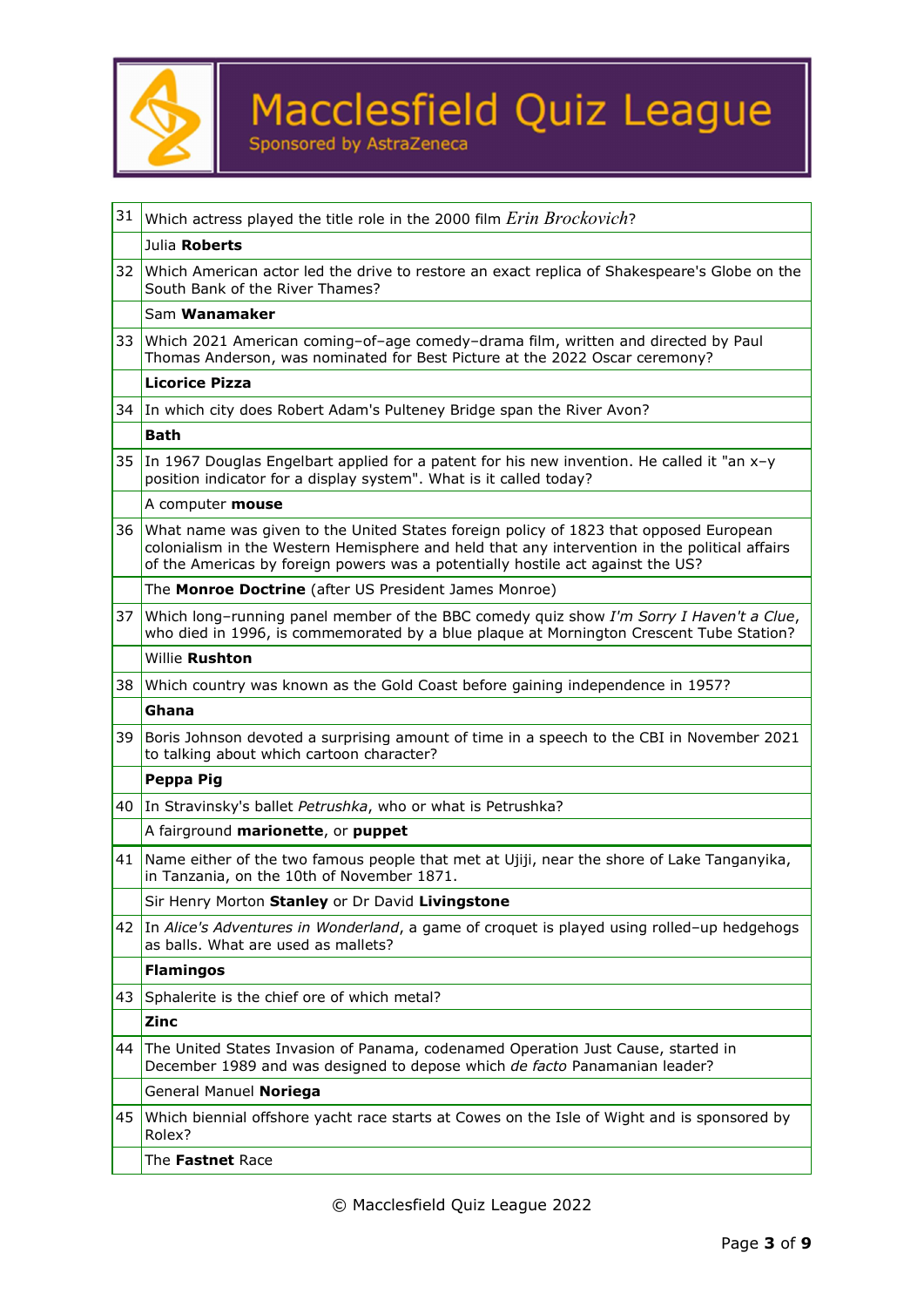# Macclesfield Quiz League

Sponsored by AstraZeneca

| | |
|---|---|
| 31 | Which actress played the title role in the 2000 film *Erin Brockovich*? |
| | Julia **Roberts** |
| 32 | Which American actor led the drive to restore an exact replica of Shakespeare's Globe on the South Bank of the River Thames? |
| | Sam **Wanamaker** |
| 33 | Which 2021 American coming–of–age comedy–drama film, written and directed by Paul Thomas Anderson, was nominated for Best Picture at the 2022 Oscar ceremony? |
| | **Licorice Pizza** |
| 34 | In which city does Robert Adam's Pulteney Bridge span the River Avon? |
| | **Bath** |
| 35 | In 1967 Douglas Engelbart applied for a patent for his new invention. He called it "an x–y position indicator for a display system". What is it called today? |
| | A computer **mouse** |
| 36 | What name was given to the United States foreign policy of 1823 that opposed European colonialism in the Western Hemisphere and held that any intervention in the political affairs of the Americas by foreign powers was a potentially hostile act against the US? |
| | The **Monroe Doctrine** (after US President James Monroe) |
| 37 | Which long–running panel member of the BBC comedy quiz show *I'm Sorry I Haven't a Clue*, who died in 1996, is commemorated by a blue plaque at Mornington Crescent Tube Station? |
| | Willie **Rushton** |
| 38 | Which country was known as the Gold Coast before gaining independence in 1957? |
| | **Ghana** |
| 39 | Boris Johnson devoted a surprising amount of time in a speech to the CBI in November 2021 to talking about which cartoon character? |
| | **Peppa Pig** |
| 40 | In Stravinsky's ballet *Petrushka*, who or what is Petrushka? |
| | A fairground **marionette**, or **puppet** |
| 41 | Name either of the two famous people that met at Ujiji, near the shore of Lake Tanganyika, in Tanzania, on the 10th of November 1871. |
| | Sir Henry Morton **Stanley** or Dr David **Livingstone** |
| 42 | In *Alice's Adventures in Wonderland*, a game of croquet is played using rolled–up hedgehogs as balls. What are used as mallets? |
| | **Flamingos** |
| 43 | Sphalerite is the chief ore of which metal? |
| | **Zinc** |
| 44 | The United States Invasion of Panama, codenamed Operation Just Cause, started in December 1989 and was designed to depose which *de facto* Panamanian leader? |
| | General Manuel **Noriega** |
| 45 | Which biennial offshore yacht race starts at Cowes on the Isle of Wight and is sponsored by Rolex? |
| | The **Fastnet** Race |

© Macclesfield Quiz League 2022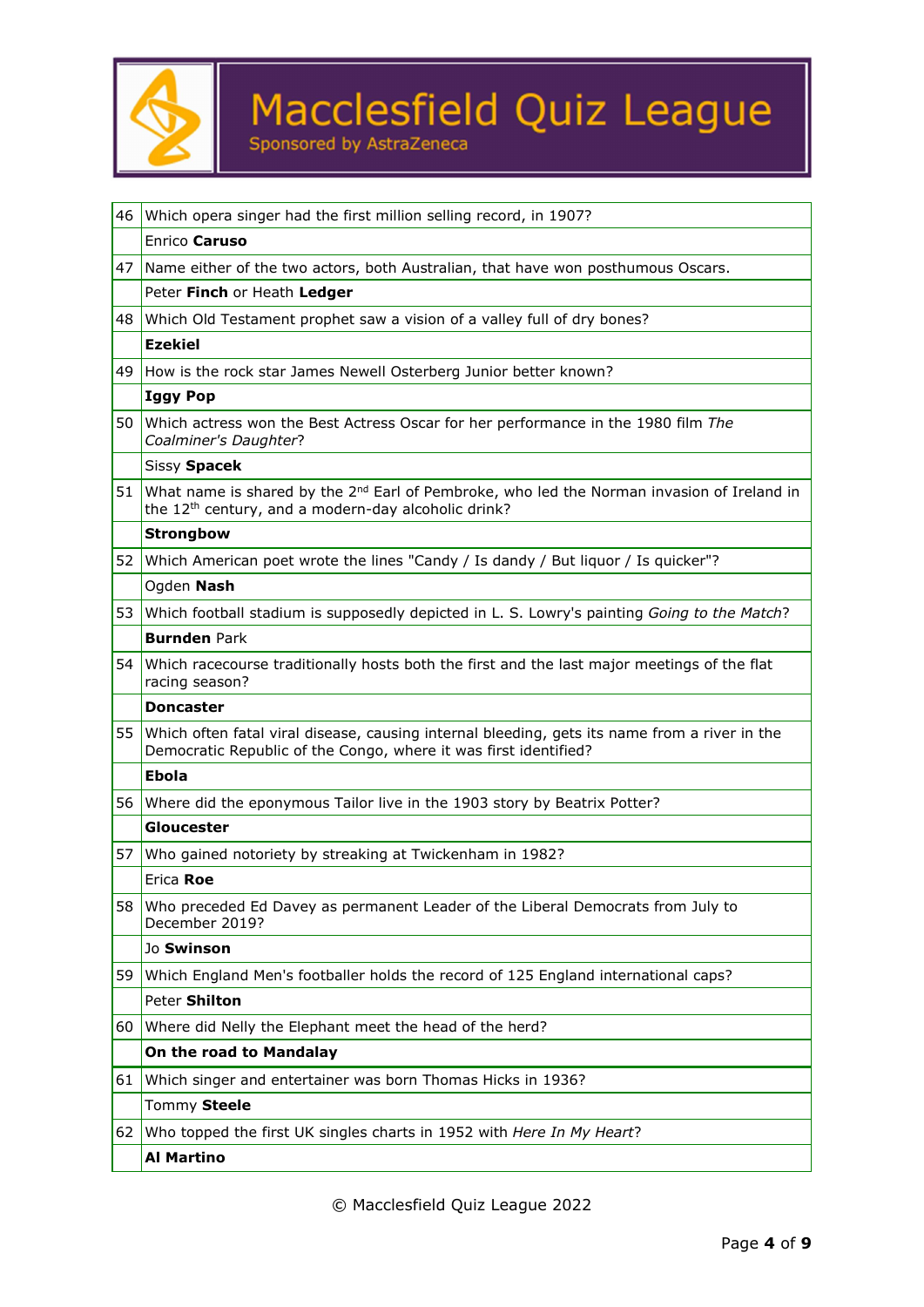| | |
|---|---|
| 46 | Which opera singer had the first million selling record, in 1907? |
| | Enrico **Caruso** |
| 47 | Name either of the two actors, both Australian, that have won posthumous Oscars. |
| | Peter **Finch** or Heath **Ledger** |
| 48 | Which Old Testament prophet saw a vision of a valley full of dry bones? |
| | **Ezekiel** |
| 49 | How is the rock star James Newell Osterberg Junior better known? |
| | **Iggy Pop** |
| 50 | Which actress won the Best Actress Oscar for her performance in the 1980 film *The Coalminer's Daughter*? |
| | Sissy **Spacek** |
| 51 | What name is shared by the 2nd Earl of Pembroke, who led the Norman invasion of Ireland in the 12th century, and a modern-day alcoholic drink? |
| | **Strongbow** |
| 52 | Which American poet wrote the lines "Candy / Is dandy / But liquor / Is quicker"? |
| | Ogden **Nash** |
| 53 | Which football stadium is supposedly depicted in L. S. Lowry's painting *Going to the Match*? |
| | **Burnden** Park |
| 54 | Which racecourse traditionally hosts both the first and the last major meetings of the flat racing season? |
| | **Doncaster** |
| 55 | Which often fatal viral disease, causing internal bleeding, gets its name from a river in the Democratic Republic of the Congo, where it was first identified? |
| | **Ebola** |
| 56 | Where did the eponymous Tailor live in the 1903 story by Beatrix Potter? |
| | **Gloucester** |
| 57 | Who gained notoriety by streaking at Twickenham in 1982? |
| | Erica **Roe** |
| 58 | Who preceded Ed Davey as permanent Leader of the Liberal Democrats from July to December 2019? |
| | Jo **Swinson** |
| 59 | Which England Men's footballer holds the record of 125 England international caps? |
| | Peter **Shilton** |
| 60 | Where did Nelly the Elephant meet the head of the herd? |
| | **On the road to Mandalay** |
| 61 | Which singer and entertainer was born Thomas Hicks in 1936? |
| | Tommy **Steele** |
| 62 | Who topped the first UK singles charts in 1952 with *Here In My Heart*? |
| | **Al Martino** |

© Macclesfield Quiz League 2022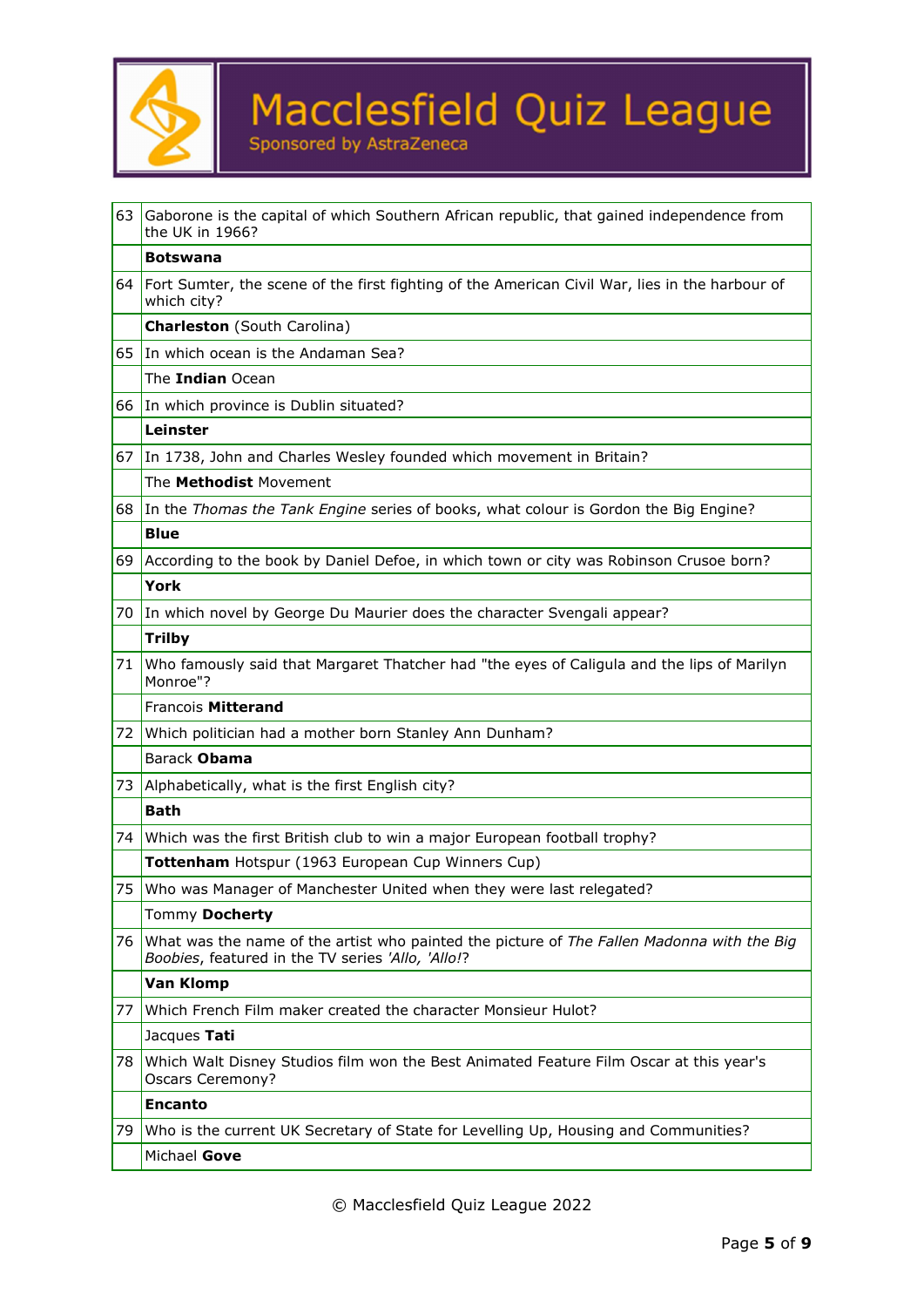| | |
|---|---|
| 63 | Gaborone is the capital of which Southern African republic, that gained independence from the UK in 1966? |
| | **Botswana** |
| 64 | Fort Sumter, the scene of the first fighting of the American Civil War, lies in the harbour of which city? |
| | **Charleston** (South Carolina) |
| 65 | In which ocean is the Andaman Sea? |
| | The **Indian** Ocean |
| 66 | In which province is Dublin situated? |
| | **Leinster** |
| 67 | In 1738, John and Charles Wesley founded which movement in Britain? |
| | The **Methodist** Movement |
| 68 | In the *Thomas the Tank Engine* series of books, what colour is Gordon the Big Engine? |
| | **Blue** |
| 69 | According to the book by Daniel Defoe, in which town or city was Robinson Crusoe born? |
| | **York** |
| 70 | In which novel by George Du Maurier does the character Svengali appear? |
| | **Trilby** |
| 71 | Who famously said that Margaret Thatcher had "the eyes of Caligula and the lips of Marilyn Monroe"? |
| | Francois **Mitterand** |
| 72 | Which politician had a mother born Stanley Ann Dunham? |
| | Barack **Obama** |
| 73 | Alphabetically, what is the first English city? |
| | **Bath** |
| 74 | Which was the first British club to win a major European football trophy? |
| | **Tottenham** Hotspur (1963 European Cup Winners Cup) |
| 75 | Who was Manager of Manchester United when they were last relegated? |
| | Tommy **Docherty** |
| 76 | What was the name of the artist who painted the picture of *The Fallen Madonna with the Big Boobies*, featured in the TV series *'Allo, 'Allo!*? |
| | **Van Klomp** |
| 77 | Which French Film maker created the character Monsieur Hulot? |
| | Jacques **Tati** |
| 78 | Which Walt Disney Studios film won the Best Animated Feature Film Oscar at this year's Oscars Ceremony? |
| | **Encanto** |
| 79 | Who is the current UK Secretary of State for Levelling Up, Housing and Communities? |
| | Michael **Gove** |

© Macclesfield Quiz League 2022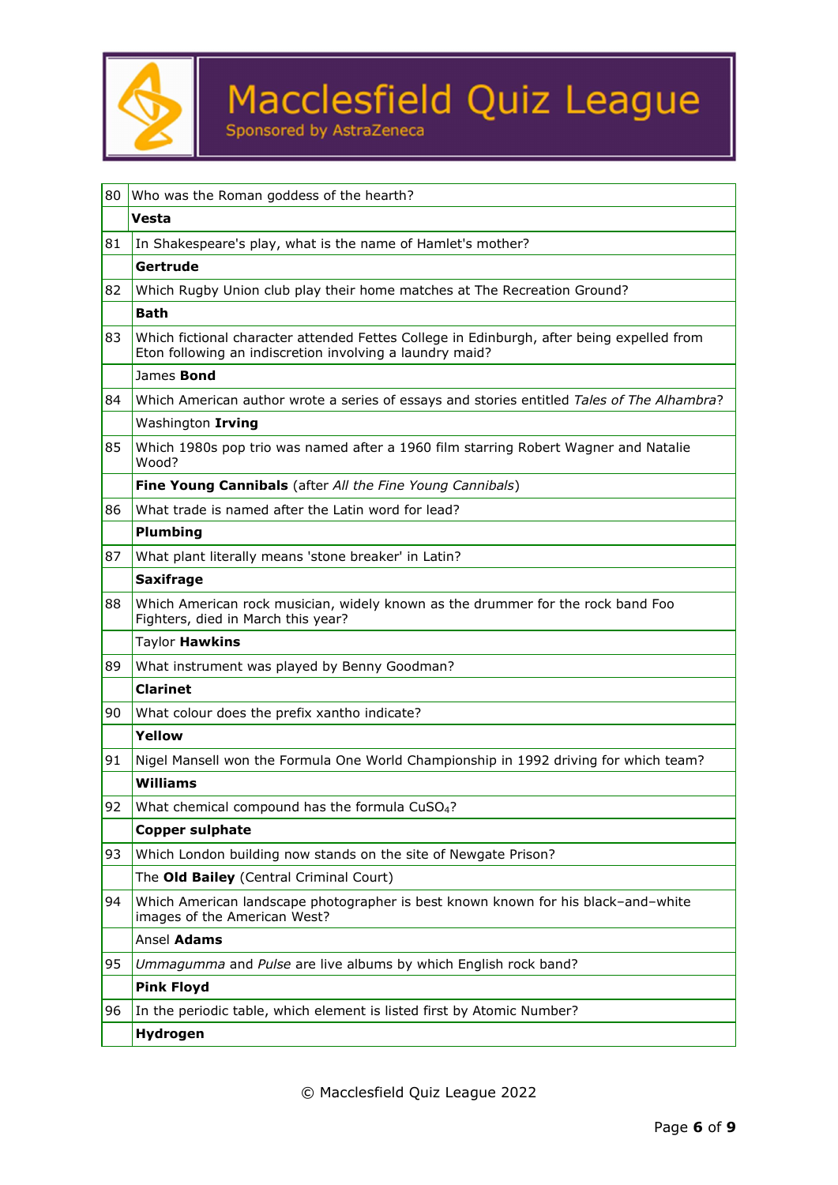| | |
|---|---|
| 80 | Who was the Roman goddess of the hearth? |
| | **Vesta** |
| 81 | In Shakespeare's play, what is the name of Hamlet's mother? |
| | **Gertrude** |
| 82 | Which Rugby Union club play their home matches at The Recreation Ground? |
| | **Bath** |
| 83 | Which fictional character attended Fettes College in Edinburgh, after being expelled from Eton following an indiscretion involving a laundry maid? |
| | James **Bond** |
| 84 | Which American author wrote a series of essays and stories entitled *Tales of The Alhambra*? |
| | Washington **Irving** |
| 85 | Which 1980s pop trio was named after a 1960 film starring Robert Wagner and Natalie Wood? |
| | **Fine Young Cannibals** (after *All the Fine Young Cannibals*) |
| 86 | What trade is named after the Latin word for lead? |
| | **Plumbing** |
| 87 | What plant literally means 'stone breaker' in Latin? |
| | **Saxifrage** |
| 88 | Which American rock musician, widely known as the drummer for the rock band Foo Fighters, died in March this year? |
| | Taylor **Hawkins** |
| 89 | What instrument was played by Benny Goodman? |
| | **Clarinet** |
| 90 | What colour does the prefix xantho indicate? |
| | **Yellow** |
| 91 | Nigel Mansell won the Formula One World Championship in 1992 driving for which team? |
| | **Williams** |
| 92 | What chemical compound has the formula $CuSO_4$? |
| | **Copper sulphate** |
| 93 | Which London building now stands on the site of Newgate Prison? |
| | The **Old Bailey** (Central Criminal Court) |
| 94 | Which American landscape photographer is best known known for his black–and–white images of the American West? |
| | Ansel **Adams** |
| 95 | *Ummagumma* and *Pulse* are live albums by which English rock band? |
| | **Pink Floyd** |
| 96 | In the periodic table, which element is listed first by Atomic Number? |
| | **Hydrogen** |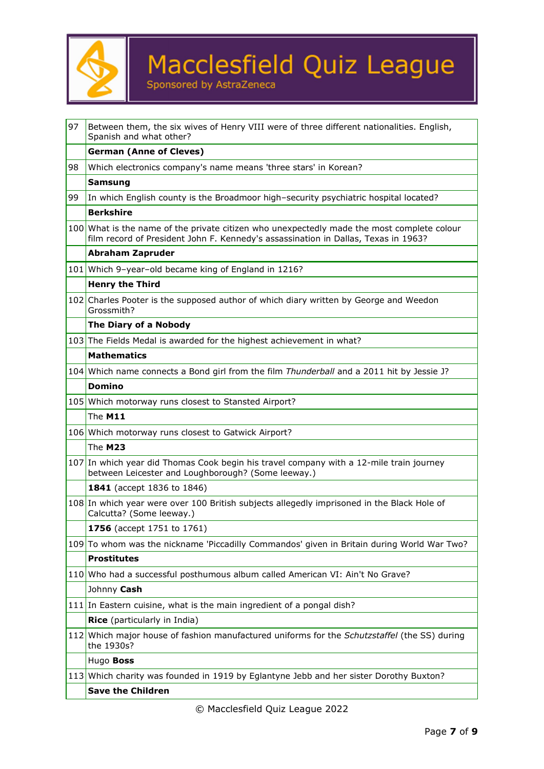# Macclesfield Quiz League

Sponsored by AstraZeneca

| | |
|---|---|
| 97 | Between them, the six wives of Henry VIII were of three different nationalities. English, Spanish and what other? |
| | **German (Anne of Cleves)** |
| 98 | Which electronics company's name means 'three stars' in Korean? |
| | **Samsung** |
| 99 | In which English county is the Broadmoor high–security psychiatric hospital located? |
| | **Berkshire** |
| 100 | What is the name of the private citizen who unexpectedly made the most complete colour film record of President John F. Kennedy's assassination in Dallas, Texas in 1963? |
| | **Abraham Zapruder** |
| 101 | Which 9–year–old became king of England in 1216? |
| | **Henry the Third** |
| 102 | Charles Pooter is the supposed author of which diary written by George and Weedon Grossmith? |
| | **The Diary of a Nobody** |
| 103 | The Fields Medal is awarded for the highest achievement in what? |
| | **Mathematics** |
| 104 | Which name connects a Bond girl from the film *Thunderball* and a 2011 hit by Jessie J? |
| | **Domino** |
| 105 | Which motorway runs closest to Stansted Airport? |
| | The **M11** |
| 106 | Which motorway runs closest to Gatwick Airport? |
| | The **M23** |
| 107 | In which year did Thomas Cook begin his travel company with a 12-mile train journey between Leicester and Loughborough? (Some leeway.) |
| | **1841** (accept 1836 to 1846) |
| 108 | In which year were over 100 British subjects allegedly imprisoned in the Black Hole of Calcutta? (Some leeway.) |
| | **1756** (accept 1751 to 1761) |
| 109 | To whom was the nickname 'Piccadilly Commandos' given in Britain during World War Two? |
| | **Prostitutes** |
| 110 | Who had a successful posthumous album called American VI: Ain't No Grave? |
| | Johnny **Cash** |
| 111 | In Eastern cuisine, what is the main ingredient of a pongal dish? |
| | **Rice** (particularly in India) |
| 112 | Which major house of fashion manufactured uniforms for the *Schutzstaffel* (the SS) during the 1930s? |
| | Hugo **Boss** |
| 113 | Which charity was founded in 1919 by Eglantyne Jebb and her sister Dorothy Buxton? |
| | **Save the Children** |

© Macclesfield Quiz League 2022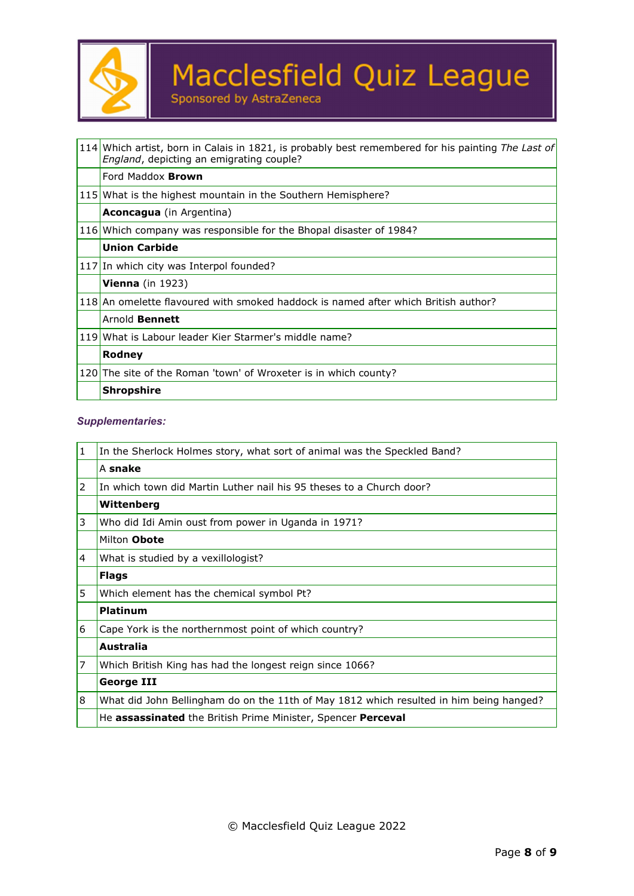# Macclesfield Quiz League

Sponsored by AstraZeneca

| | |
|---|---|
| 114 | Which artist, born in Calais in 1821, is probably best remembered for his painting *The Last of England*, depicting an emigrating couple? |
| | Ford Maddox **Brown** |
| 115 | What is the highest mountain in the Southern Hemisphere? |
| | **Aconcagua** (in Argentina) |
| 116 | Which company was responsible for the Bhopal disaster of 1984? |
| | **Union Carbide** |
| 117 | In which city was Interpol founded? |
| | **Vienna** (in 1923) |
| 118 | An omelette flavoured with smoked haddock is named after which British author? |
| | Arnold **Bennett** |
| 119 | What is Labour leader Kier Starmer's middle name? |
| | **Rodney** |
| 120 | The site of the Roman 'town' of Wroxeter is in which county? |
| | **Shropshire** |

***Supplementaries:***

| | |
|---|---|
| 1 | In the Sherlock Holmes story, what sort of animal was the Speckled Band? |
| | A **snake** |
| 2 | In which town did Martin Luther nail his 95 theses to a Church door? |
| | **Wittenberg** |
| 3 | Who did Idi Amin oust from power in Uganda in 1971? |
| | Milton **Obote** |
| 4 | What is studied by a vexillologist? |
| | **Flags** |
| 5 | Which element has the chemical symbol Pt? |
| | **Platinum** |
| 6 | Cape York is the northernmost point of which country? |
| | **Australia** |
| 7 | Which British King has had the longest reign since 1066? |
| | **George III** |
| 8 | What did John Bellingham do on the 11th of May 1812 which resulted in him being hanged? |
| | He **assassinated** the British Prime Minister, Spencer **Perceval** |

© Macclesfield Quiz League 2022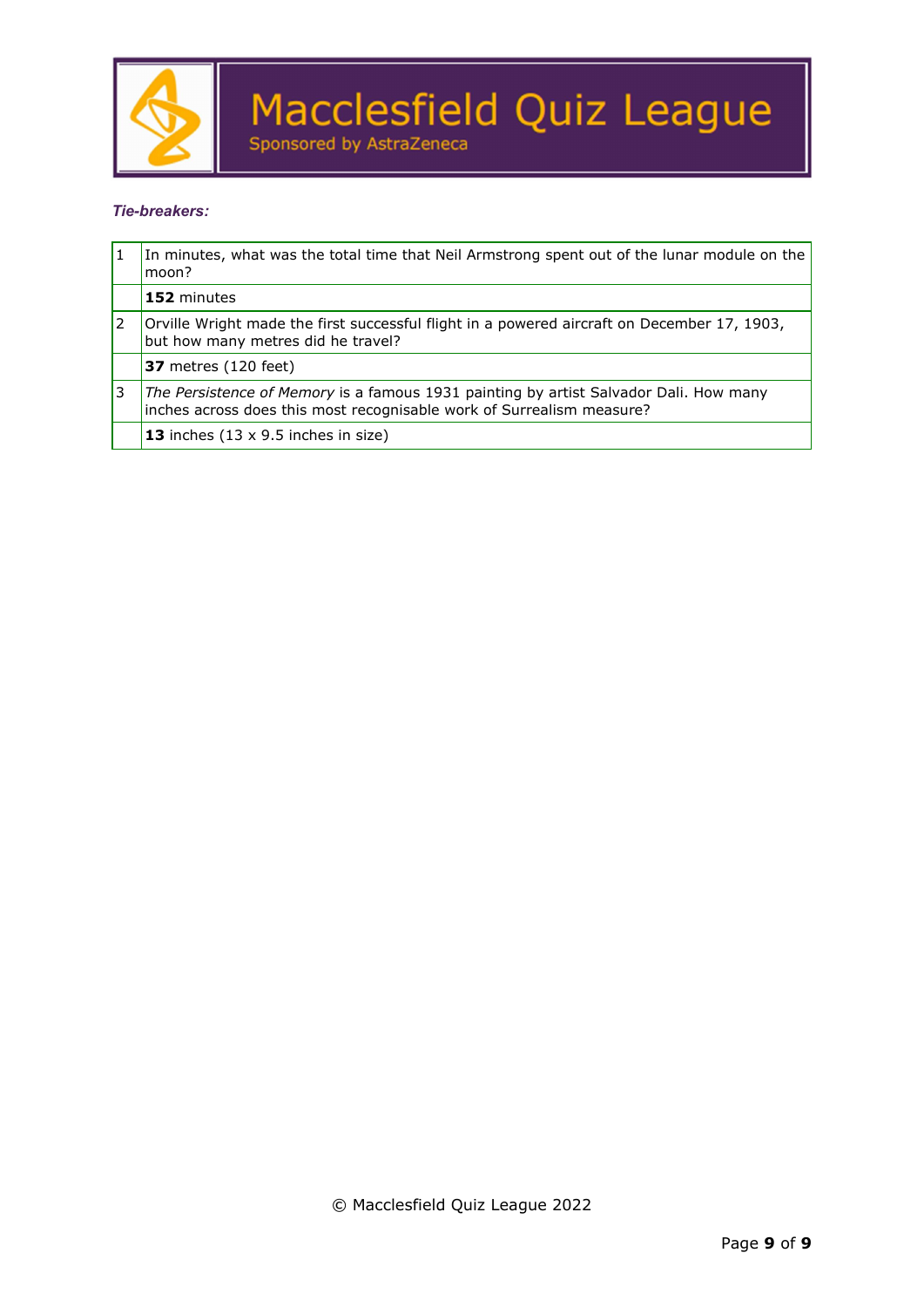# Macclesfield Quiz League

Sponsored by AstraZeneca

***Tie-breakers:***

| | |
|---|---|
| 1 | In minutes, what was the total time that Neil Armstrong spent out of the lunar module on the moon? |
| | **152** minutes |
| 2 | Orville Wright made the first successful flight in a powered aircraft on December 17, 1903, but how many metres did he travel? |
| | **37** metres (120 feet) |
| 3 | *The Persistence of Memory* is a famous 1931 painting by artist Salvador Dali. How many inches across does this most recognisable work of Surrealism measure? |
| | **13** inches (13 x 9.5 inches in size) |

© Macclesfield Quiz League 2022